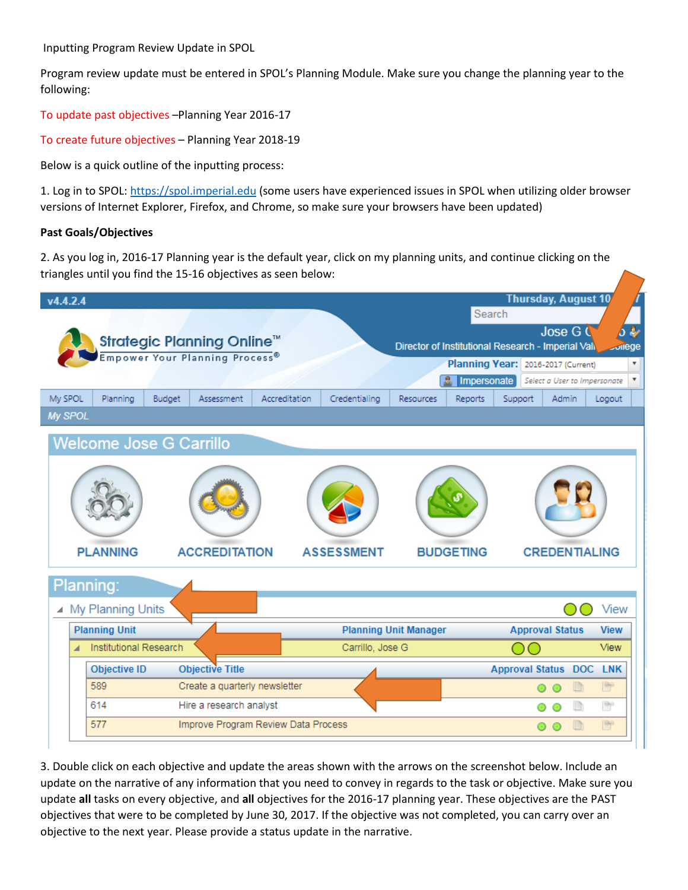Inputting Program Review Update in SPOL

Program review update must be entered in SPOL's Planning Module. Make sure you change the planning year to the following:

To update past objectives –Planning Year 2016-17

To create future objectives – Planning Year 2018-19

Below is a quick outline of the inputting process:

1. Log in to SPOL: https://spol.imperial.edu (some users have experienced issues in SPOL when utilizing older browser versions of Internet Explorer, Firefox, and Chrome, so make sure your browsers have been updated)

**Past Goals/Objectives**

2. As you log in, 2016-17 Planning year is the default year, click on my planning units, and continue clicking on the triangles until you find the 15-16 objectives as seen below:

3. Double click on each objective and update the areas shown with the arrows on the screenshot below. Include an update on the narrative of any information that you need to convey in regards to the task or objective. Make sure you update **all** tasks on every objective, and **all** objectives for the 2016-17 planning year. These objectives are the PAST objectives that were to be completed by June 30, 2017. If the objective was not completed, you can carry over an objective to the next year. Please provide a status update in the narrative.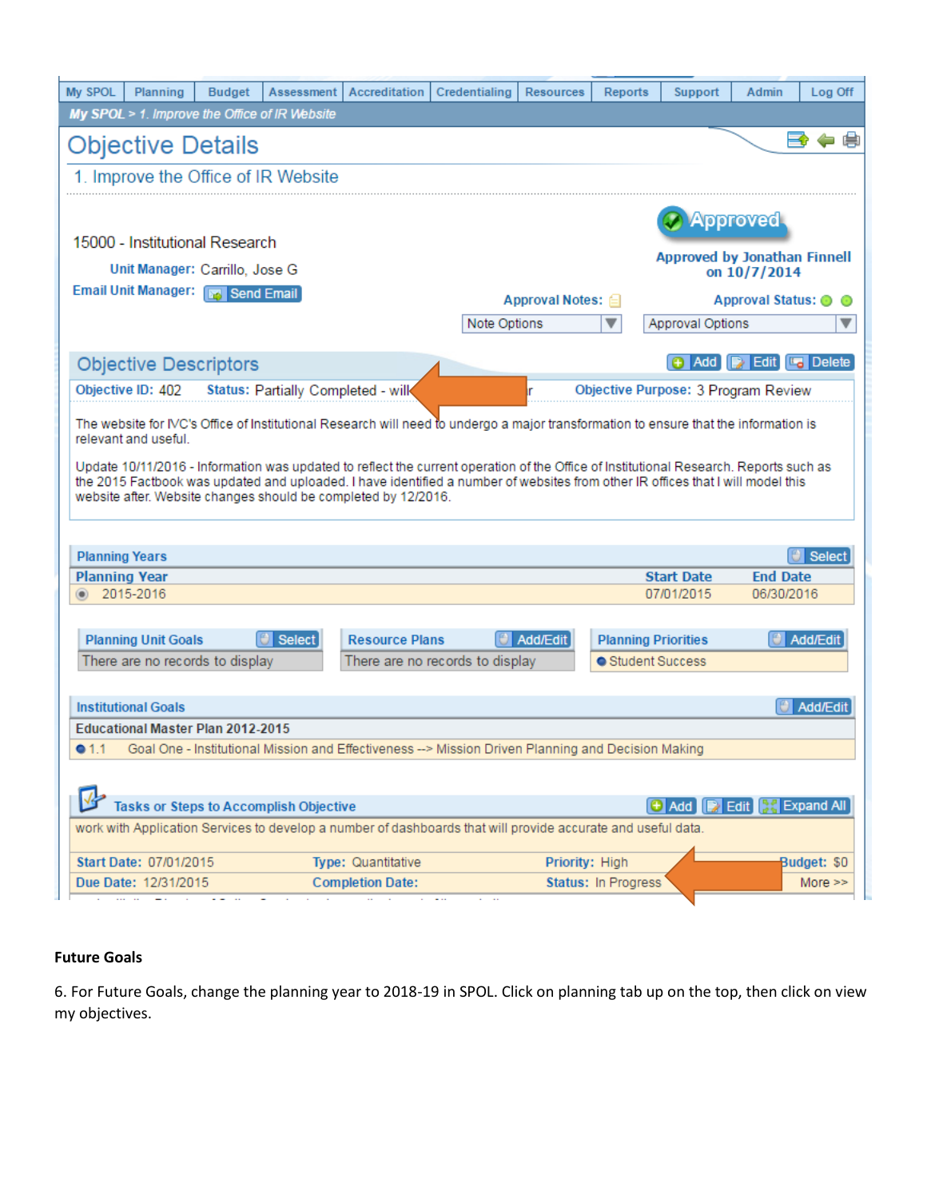My SPOL | Planning | Budget | Assessment | Accreditation | Credentialing | Resources | Reports | Support | Admin | Log Off

My SPOL > 1. Improve the Office of IR Website

# Objective Details

## 1. Improve the Office of IR Website

15000 - Institutional Research

**Unit Manager:** Carrillo, Jose G

**Email Unit Manager:** Send Email

Approved

**Approved by Jonathan Finnell on 10/7/2014**

**Approval Notes:** Note Options

**Approval Status:** Approval Options

### Objective Descriptors

Add | Edit | Delete

**Objective ID:** 402 **Status:** Partially Completed - will ... r **Objective Purpose:** 3 Program Review

The website for IVC's Office of Institutional Research will need to undergo a major transformation to ensure that the information is relevant and useful.

Update 10/11/2016 - Information was updated to reflect the current operation of the Office of Institutional Research. Reports such as the 2015 Factbook was updated and uploaded. I have identified a number of websites from other IR offices that I will model this website after. Website changes should be completed by 12/2016.

### Planning Years

Select

| Planning Year | Start Date | End Date |
|---|---|---|
| 2015-2016 | 07/01/2015 | 06/30/2016 |

**Planning Unit Goals** (Select): There are no records to display

**Resource Plans** (Add/Edit): There are no records to display

**Planning Priorities** (Add/Edit): Student Success

### Institutional Goals

Add/Edit

**Educational Master Plan 2012-2015**

1.1 Goal One - Institutional Mission and Effectiveness --> Mission Driven Planning and Decision Making

### Tasks or Steps to Accomplish Objective

Add | Edit | Expand All

work with Application Services to develop a number of dashboards that will provide accurate and useful data.

| | | | |
|---|---|---|---|
| **Start Date:** 07/01/2015 | **Type:** Quantitative | **Priority:** High | **Budget:** $0 |
| **Due Date:** 12/31/2015 | **Completion Date:** | **Status:** In Progress | More >> |

**Future Goals**

6. For Future Goals, change the planning year to 2018-19 in SPOL. Click on planning tab up on the top, then click on view my objectives.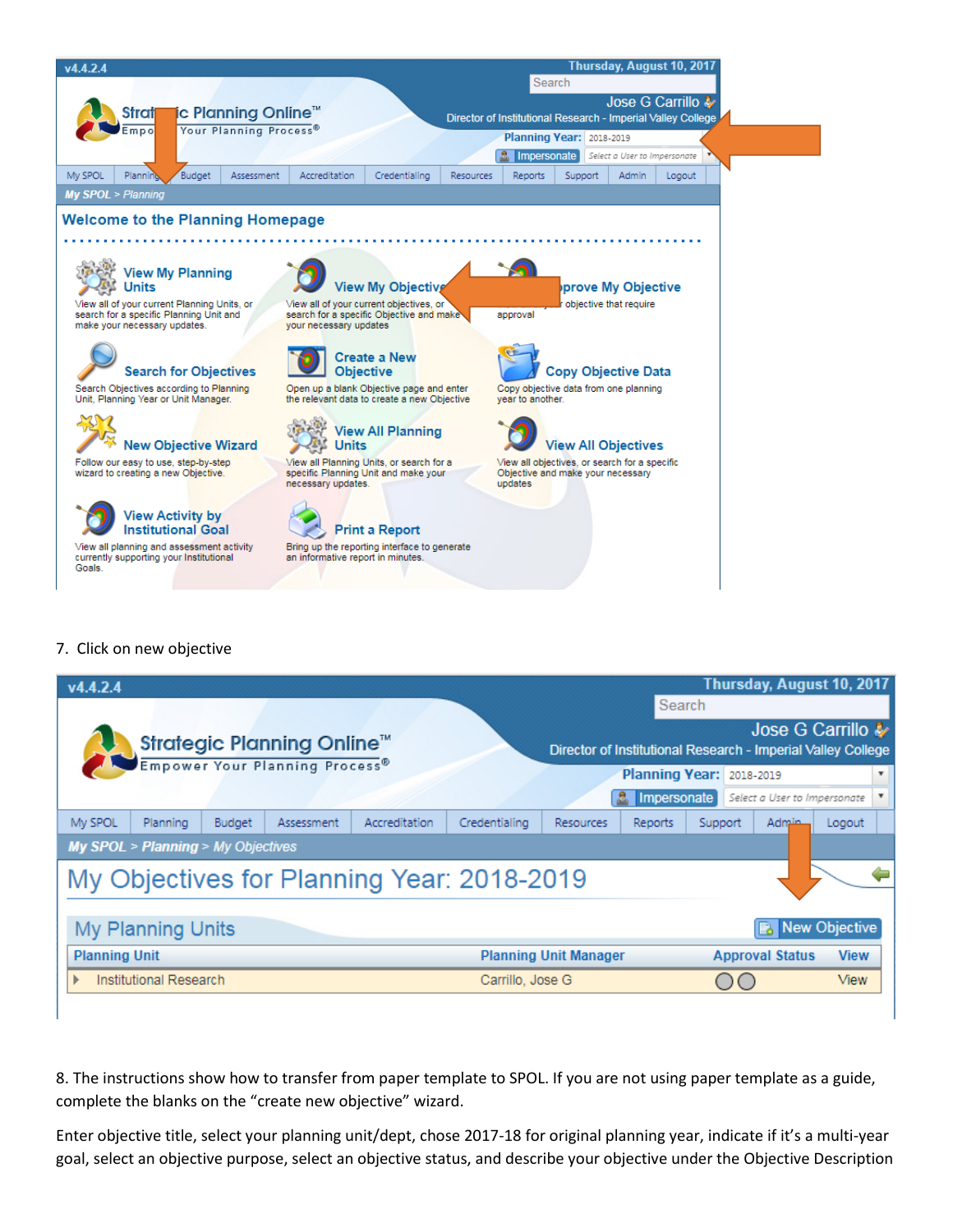v4.4.2.4

Thursday, August 10, 2017

Search

Strategic Planning Online™
Empower Your Planning Process®

Jose G Carrillo
Director of Institutional Research - Imperial Valley College

Planning Year: 2018-2019

Impersonate | Select a User to Impersonate

My SPOL | Planning | Budget | Assessment | Accreditation | Credentialing | Resources | Reports | Support | Admin | Logout

My SPOL > Planning

## Welcome to the Planning Homepage

**View My Planning Units**
View all of your current Planning Units, or search for a specific Planning Unit and make your necessary updates.

**View My Objectives**
View all of your current objectives, or search for a specific Objective and make your necessary updates

**Approve My Objective**
...objective that require approval

**Search for Objectives**
Search Objectives according to Planning Unit, Planning Year or Unit Manager.

**Create a New Objective**
Open up a blank Objective page and enter the relevant data to create a new Objective

**Copy Objective Data**
Copy objective data from one planning year to another.

**New Objective Wizard**
Follow our easy to use, step-by-step wizard to creating a new Objective.

**View All Planning Units**
View all Planning Units, or search for a specific Planning Unit and make your necessary updates.

**View All Objectives**
View all objectives, or search for a specific Objective and make your necessary updates

**View Activity by Institutional Goal**
View all planning and assessment activity currently supporting your Institutional Goals.

**Print a Report**
Bring up the reporting interface to generate an informative report in minutes.

7. Click on new objective

v4.4.2.4

Thursday, August 10, 2017

Search

Strategic Planning Online™
Empower Your Planning Process®

Jose G Carrillo
Director of Institutional Research - Imperial Valley College

Planning Year: 2018-2019

Impersonate | Select a User to Impersonate

My SPOL | Planning | Budget | Assessment | Accreditation | Credentialing | Resources | Reports | Support | Admin | Logout

My SPOL > Planning > My Objectives

## My Objectives for Planning Year: 2018-2019

### My Planning Units

New Objective

| Planning Unit | Planning Unit Manager | Approval Status | View |
|---|---|---|---|
| Institutional Research | Carrillo, Jose G | | View |

8. The instructions show how to transfer from paper template to SPOL. If you are not using paper template as a guide, complete the blanks on the "create new objective" wizard.

Enter objective title, select your planning unit/dept, chose 2017-18 for original planning year, indicate if it's a multi-year goal, select an objective purpose, select an objective status, and describe your objective under the Objective Description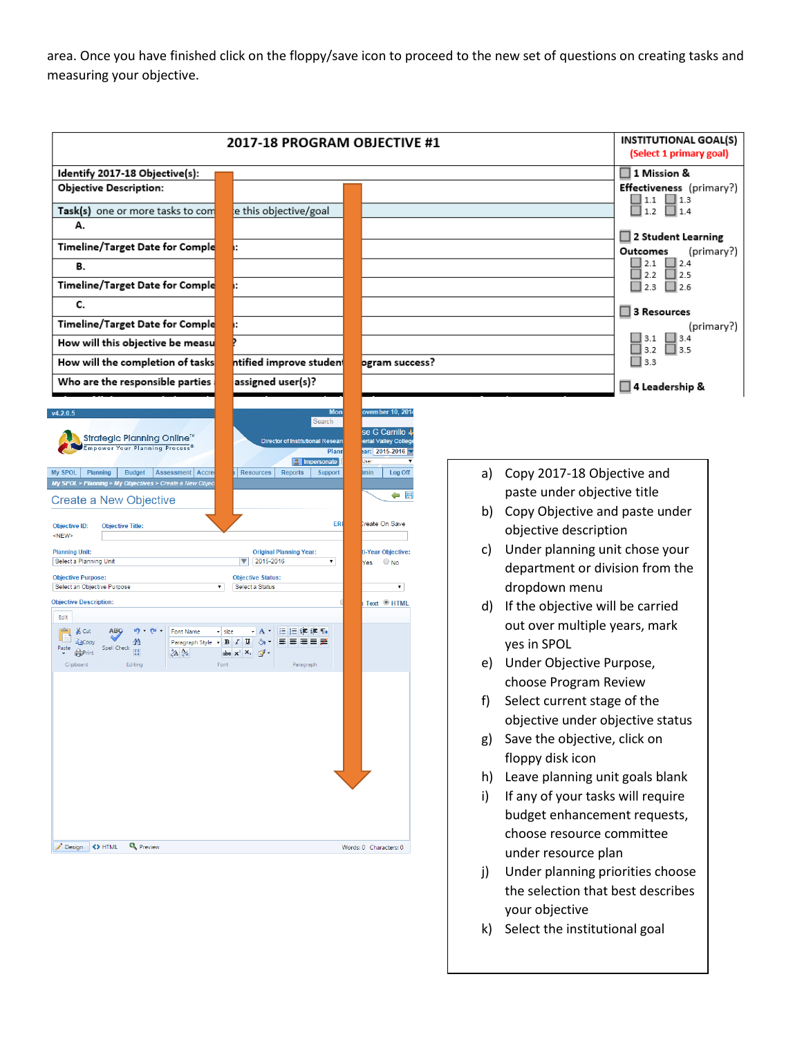area. Once you have finished click on the floppy/save icon to proceed to the new set of questions on creating tasks and measuring your objective.

| 2017-18 PROGRAM OBJECTIVE #1 | INSTITUTIONAL GOAL(S) (Select 1 primary goal) |
|---|---|
| Identify 2017-18 Objective(s): | ☐ 1 Mission & Effectiveness (primary?) ☐ 1.1 ☐ 1.3 ☐ 1.2 ☐ 1.4 |
| Objective Description: | |
| Task(s) one or more tasks to com[plet]e this objective/goal | |
| A. | |
| Timeline/Target Date for Comple[tion]: | ☐ 2 Student Learning Outcomes (primary?) ☐ 2.1 ☐ 2.4 ☐ 2.2 ☐ 2.5 ☐ 2.3 ☐ 2.6 |
| B. | |
| Timeline/Target Date for Comple[tion]: | |
| C. | ☐ 3 Resources (primary?) ☐ 3.1 ☐ 3.4 ☐ 3.2 ☐ 3.5 ☐ 3.3 |
| Timeline/Target Date for Comple[tion]: | |
| How will this objective be measu[red]? | |
| How will the completion of tasks [ide]ntified improve studen[t/pr]ogram success? | |
| Who are the responsible parties [or] assigned user(s)? | ☐ 4 Leadership & |

v4.2.0.5

Strategic Planning Online™ — Empower Your Planning Process®

My SPOL | Planning | Budget | Assessment | Accre[ditation] | Resources | Reports | Support | [Ad]min | Log Off

My SPOL > Planning > My Objectives > Create a New Objective

**Create a New Objective**

Objective ID: <NEW> | Objective Title:

Planning Unit: Select a Planning Unit | Original Planning Year: 2015-2016 | [Mult]i-Year Objective: Yes / No

Objective Purpose: Select an Objective Purpose | Objective Status: Select a Status

Objective Description:

a) Copy 2017-18 Objective and paste under objective title
b) Copy Objective and paste under objective description
c) Under planning unit chose your department or division from the dropdown menu
d) If the objective will be carried out over multiple years, mark yes in SPOL
e) Under Objective Purpose, choose Program Review
f) Select current stage of the objective under objective status
g) Save the objective, click on floppy disk icon
h) Leave planning unit goals blank
i) If any of your tasks will require budget enhancement requests, choose resource committee under resource plan
j) Under planning priorities choose the selection that best describes your objective
k) Select the institutional goal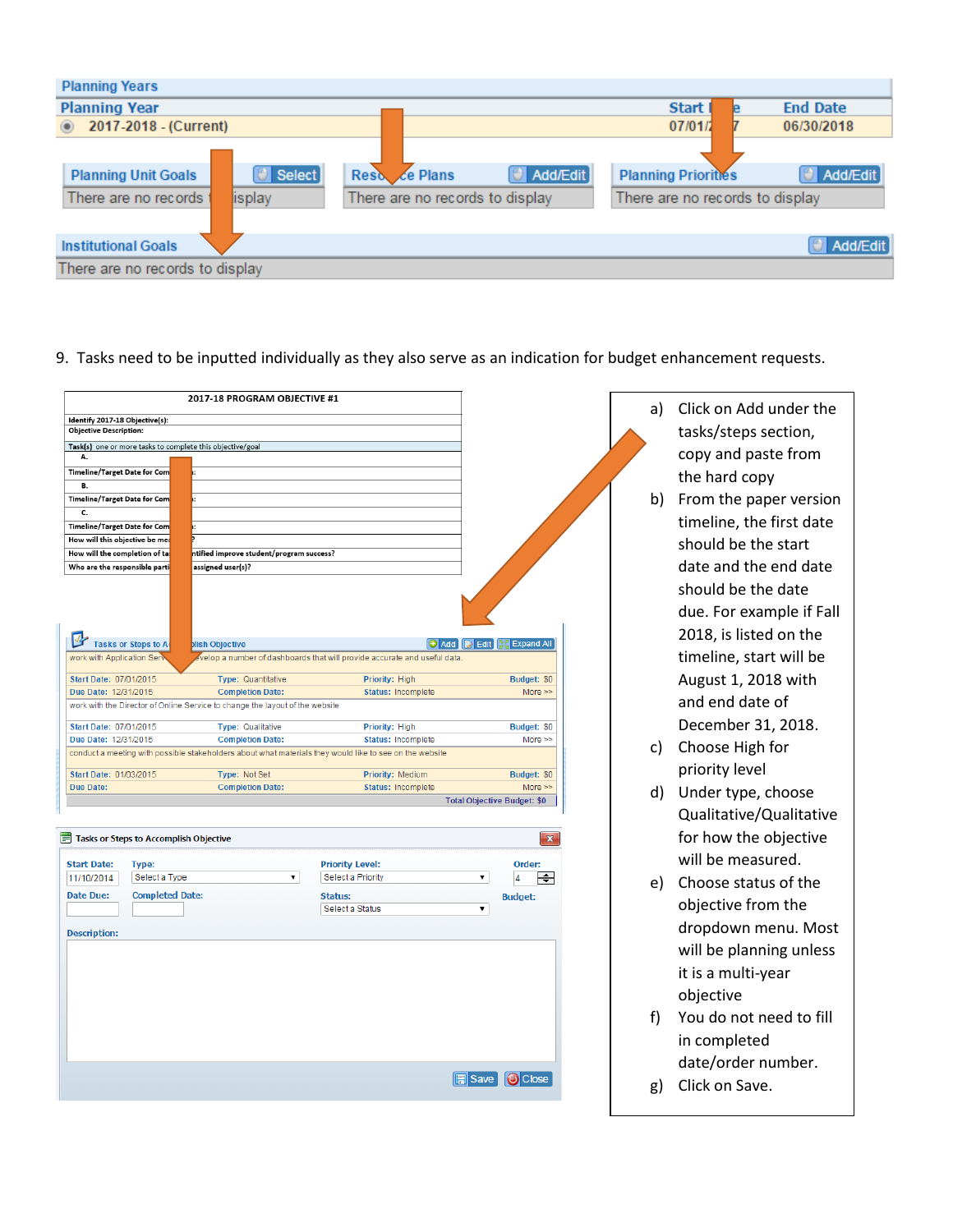| Planning Years | | |
|---|---|---|
| Planning Year | Start Date | End Date |
| 2017-2018 - (Current) | 07/01/2017 | 06/30/2018 |

| Planning Unit Goals | Select |
|---|---|
| There are no records to display | |

| Resource Plans | Add/Edit |
|---|---|
| There are no records to display | |

| Planning Priorities | Add/Edit |
|---|---|
| There are no records to display | |

| Institutional Goals | Add/Edit |
|---|---|
| There are no records to display | |

9. Tasks need to be inputted individually as they also serve as an indication for budget enhancement requests.

| 2017-18 PROGRAM OBJECTIVE #1 |
|---|
| Identify 2017-18 Objective(s): |
| Objective Description: |
| Task(s) one or more tasks to complete this objective/goal |
| A. |
| Timeline/Target Date for Completion: |
| B. |
| Timeline/Target Date for Completion: |
| C. |
| Timeline/Target Date for Completion: |
| How will this objective be measured? |
| How will the completion of tasks identified improve student/program success? |
| Who are the responsible parties/assigned user(s)? |

**Tasks or Steps to Accomplish Objective** — Add | Edit | Expand All

| | | | |
|---|---|---|---|
| work with Application Services to develop a number of dashboards that will provide accurate and useful data. | | | |
| Start Date: 07/01/2015 | Type: Quantitative | Priority: High | Budget: $0 |
| Due Date: 12/31/2015 | Completion Date: | Status: Incomplete | More >> |
| work with the Director of Online Service to change the layout of the website | | | |
| Start Date: 07/01/2015 | Type: Qualitative | Priority: High | Budget: $0 |
| Due Date: 12/31/2015 | Completion Date: | Status: Incomplete | More >> |
| conduct a meeting with possible stakeholders about what materials they would like to see on the website | | | |
| Start Date: 01/03/2015 | Type: Not Set | Priority: Medium | Budget: $0 |
| Due Date: | Completion Date: | Status: Incomplete | More >> |
| | | | Total Objective Budget: $0 |

**Tasks or Steps to Accomplish Objective**

Start Date: 11/10/2014 | Type: Select a Type | Priority Level: Select a Priority | Order: 4

Date Due: | Completed Date: | Status: Select a Status | Budget:

Description:

Save | Close

a) Click on Add under the tasks/steps section, copy and paste from the hard copy
b) From the paper version timeline, the first date should be the start date and the end date should be the date due. For example if Fall 2018, is listed on the timeline, start will be August 1, 2018 with and end date of December 31, 2018.
c) Choose High for priority level
d) Under type, choose Qualitative/Qualitative for how the objective will be measured.
e) Choose status of the objective from the dropdown menu. Most will be planning unless it is a multi-year objective
f) You do not need to fill in completed date/order number.
g) Click on Save.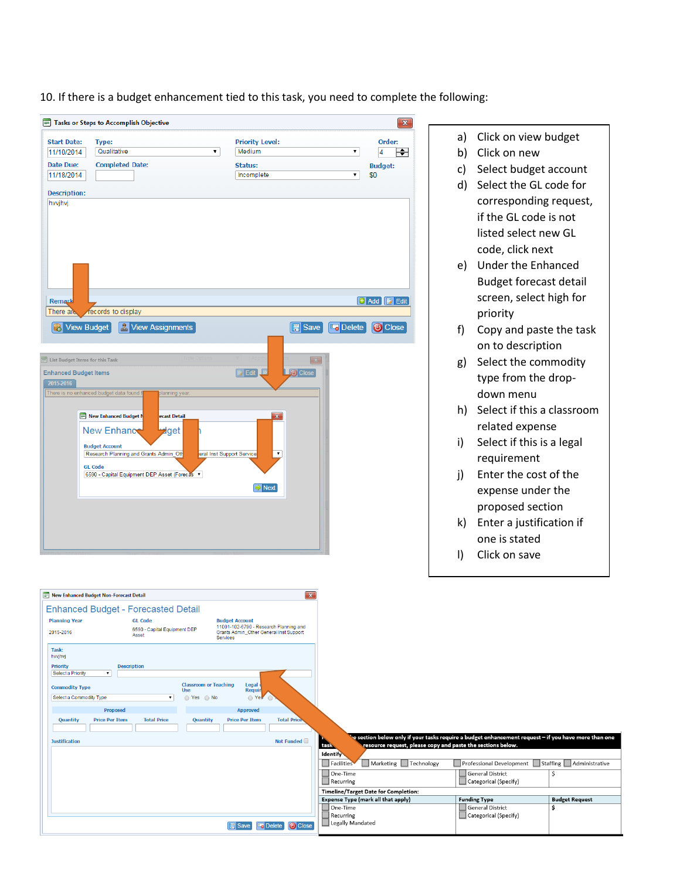10. If there is a budget enhancement tied to this task, you need to complete the following:

a) Click on view budget
b) Click on new
c) Select budget account
d) Select the GL code for corresponding request, if the GL code is not listed select new GL code, click next
e) Under the Enhanced Budget forecast detail screen, select high for priority
f) Copy and paste the task on to description
g) Select the commodity type from the drop-down menu
h) Select if this a classroom related expense
i) Select if this is a legal requirement
j) Enter the cost of the expense under the proposed section
k) Enter a justification if one is stated
l) Click on save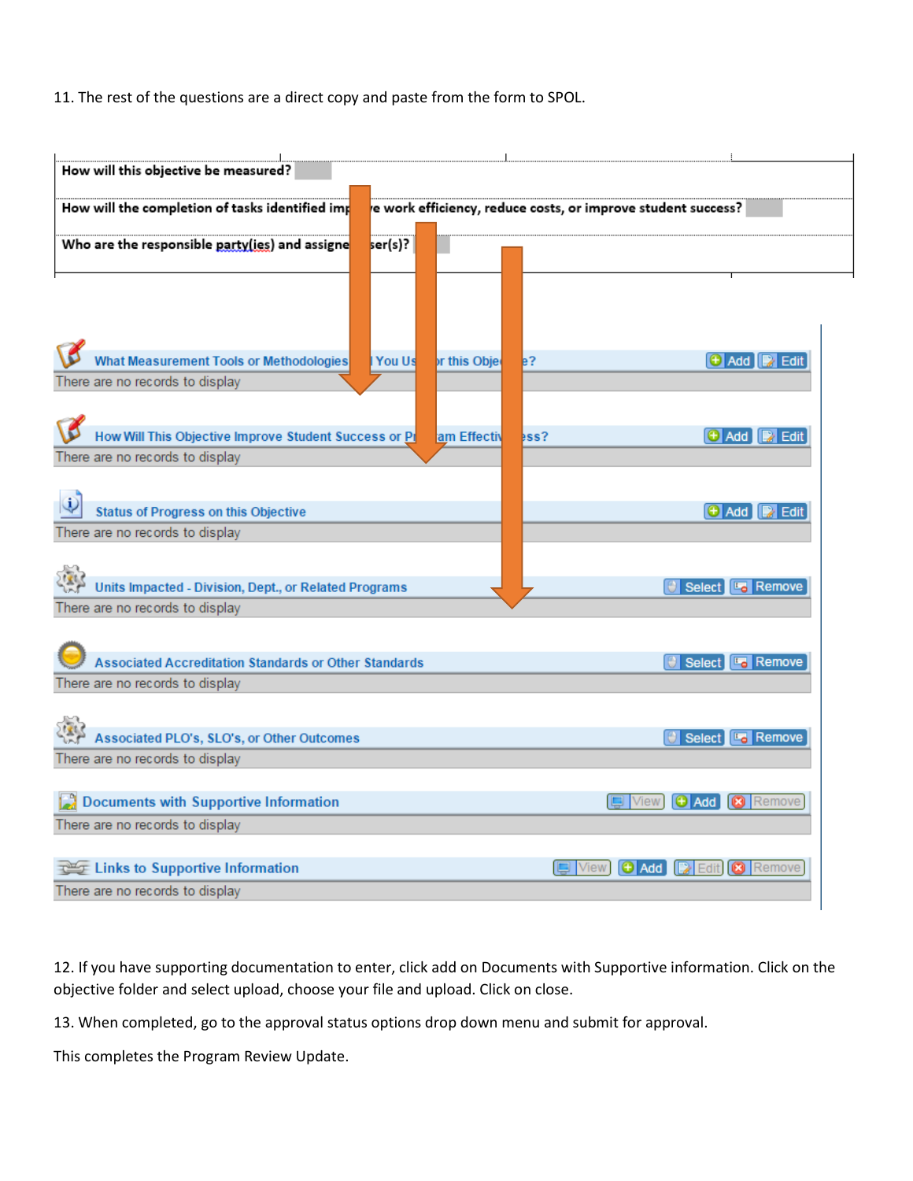11. The rest of the questions are a direct copy and paste from the form to SPOL.

| |
|---|
| **How will this objective be measured?** |
| **How will the completion of tasks identified improve work efficiency, reduce costs, or improve student success?** |
| **Who are the responsible party(ies) and assigned user(s)?** |

What Measurement Tools or Methodologies Will You Use for this Objective?
There are no records to display

How Will This Objective Improve Student Success or Program Effectiveness?
There are no records to display

Status of Progress on this Objective
There are no records to display

Units Impacted - Division, Dept., or Related Programs
There are no records to display

Associated Accreditation Standards or Other Standards
There are no records to display

Associated PLO's, SLO's, or Other Outcomes
There are no records to display

Documents with Supportive Information
There are no records to display

Links to Supportive Information
There are no records to display

12. If you have supporting documentation to enter, click add on Documents with Supportive information. Click on the objective folder and select upload, choose your file and upload. Click on close.

13. When completed, go to the approval status options drop down menu and submit for approval.

This completes the Program Review Update.